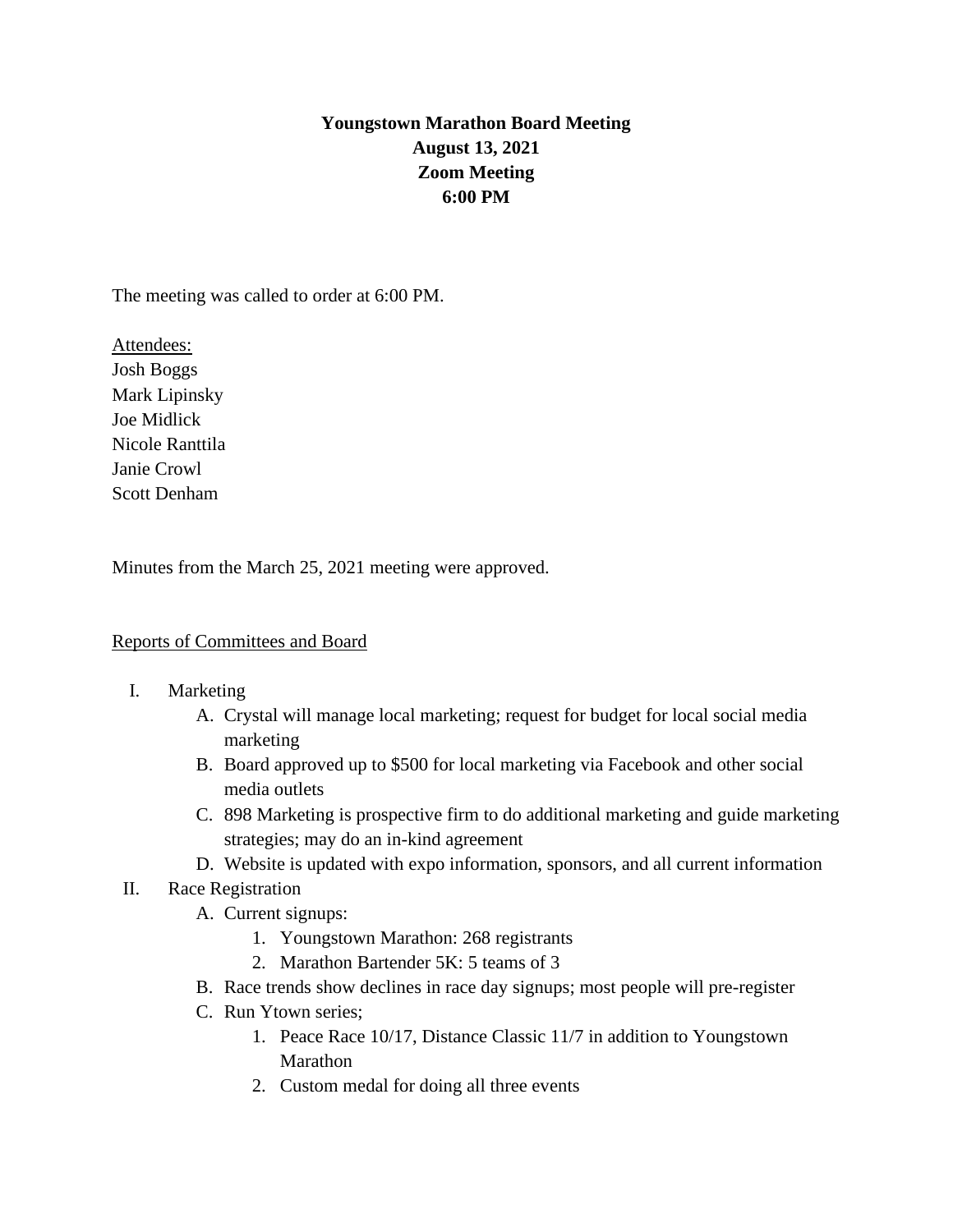# Youngstown Marathon Board Meeting
**August 13, 2021**
**Zoom Meeting**
**6:00 PM**

The meeting was called to order at 6:00 PM.

Attendees:
Josh Boggs
Mark Lipinsky
Joe Midlick
Nicole Ranttila
Janie Crowl
Scott Denham

Minutes from the March 25, 2021 meeting were approved.

Reports of Committees and Board

I. Marketing
   A. Crystal will manage local marketing; request for budget for local social media marketing
   B. Board approved up to $500 for local marketing via Facebook and other social media outlets
   C. 898 Marketing is prospective firm to do additional marketing and guide marketing strategies; may do an in-kind agreement
   D. Website is updated with expo information, sponsors, and all current information
II. Race Registration
   A. Current signups:
      1. Youngstown Marathon: 268 registrants
      2. Marathon Bartender 5K: 5 teams of 3
   B. Race trends show declines in race day signups; most people will pre-register
   C. Run Ytown series;
      1. Peace Race 10/17, Distance Classic 11/7 in addition to Youngstown Marathon
      2. Custom medal for doing all three events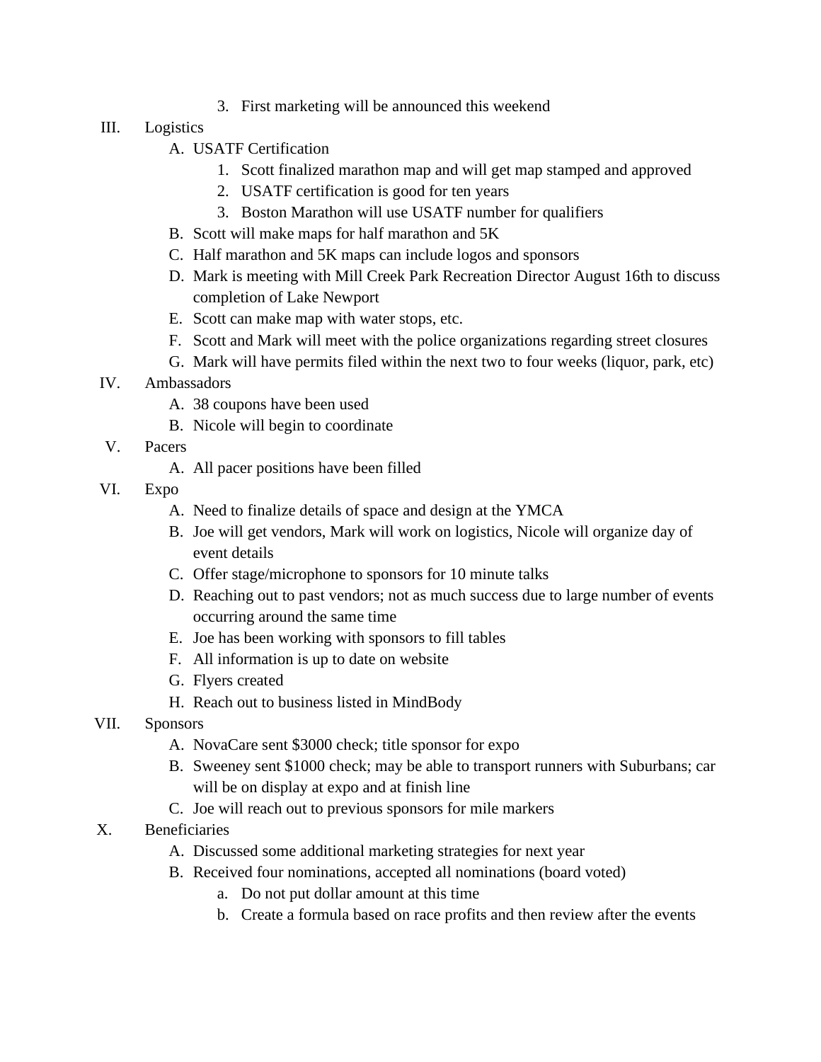3. First marketing will be announced this weekend

III. Logistics
   A. USATF Certification
      1. Scott finalized marathon map and will get map stamped and approved
      2. USATF certification is good for ten years
      3. Boston Marathon will use USATF number for qualifiers
   B. Scott will make maps for half marathon and 5K
   C. Half marathon and 5K maps can include logos and sponsors
   D. Mark is meeting with Mill Creek Park Recreation Director August 16th to discuss completion of Lake Newport
   E. Scott can make map with water stops, etc.
   F. Scott and Mark will meet with the police organizations regarding street closures
   G. Mark will have permits filed within the next two to four weeks (liquor, park, etc)

IV. Ambassadors
   A. 38 coupons have been used
   B. Nicole will begin to coordinate

V. Pacers
   A. All pacer positions have been filled

VI. Expo
   A. Need to finalize details of space and design at the YMCA
   B. Joe will get vendors, Mark will work on logistics, Nicole will organize day of event details
   C. Offer stage/microphone to sponsors for 10 minute talks
   D. Reaching out to past vendors; not as much success due to large number of events occurring around the same time
   E. Joe has been working with sponsors to fill tables
   F. All information is up to date on website
   G. Flyers created
   H. Reach out to business listed in MindBody

VII. Sponsors
   A. NovaCare sent $3000 check; title sponsor for expo
   B. Sweeney sent $1000 check; may be able to transport runners with Suburbans; car will be on display at expo and at finish line
   C. Joe will reach out to previous sponsors for mile markers

X. Beneficiaries
   A. Discussed some additional marketing strategies for next year
   B. Received four nominations, accepted all nominations (board voted)
      a. Do not put dollar amount at this time
      b. Create a formula based on race profits and then review after the events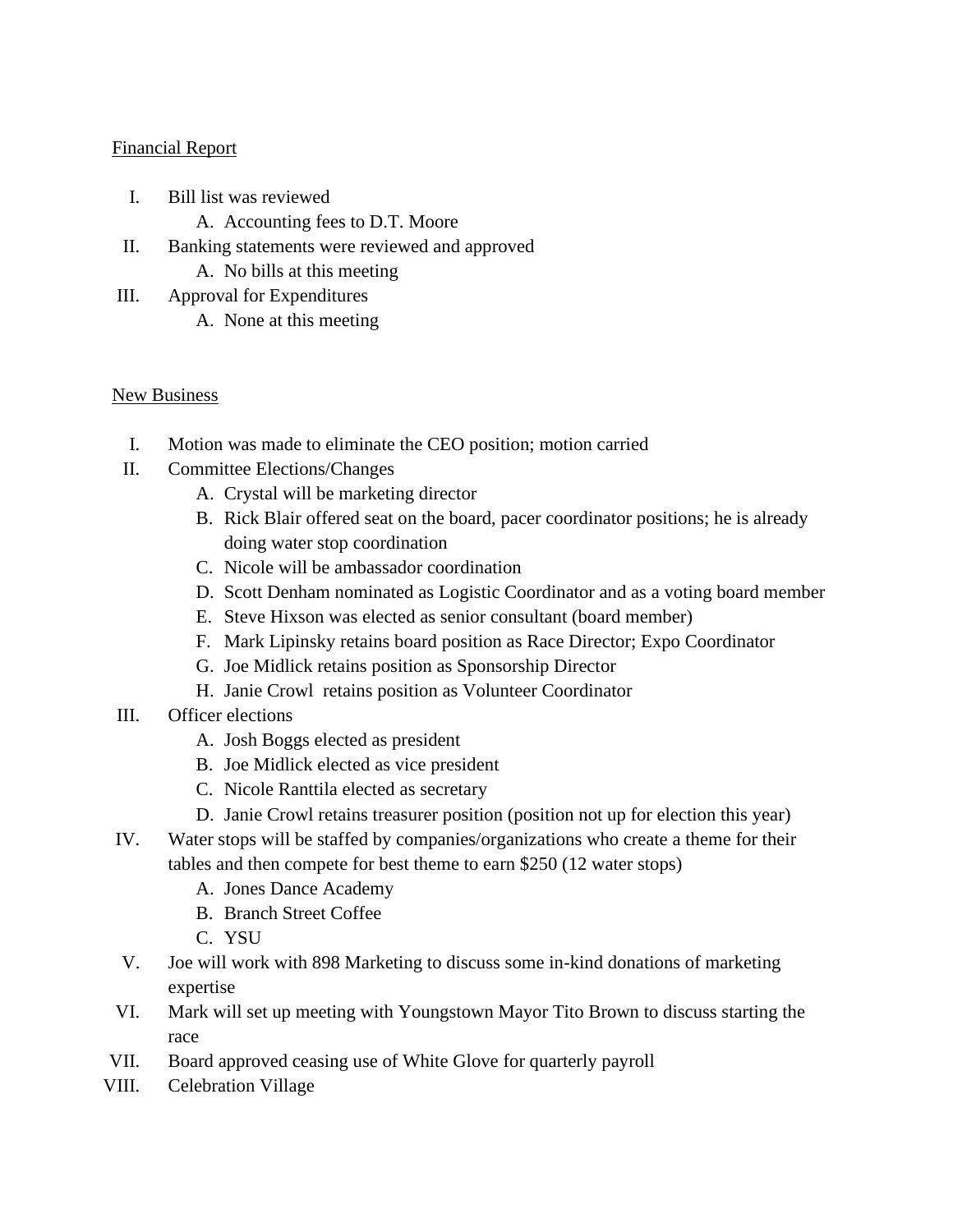Financial Report

I. Bill list was reviewed
    A. Accounting fees to D.T. Moore
II. Banking statements were reviewed and approved
    A. No bills at this meeting
III. Approval for Expenditures
    A. None at this meeting

New Business

I. Motion was made to eliminate the CEO position; motion carried
II. Committee Elections/Changes
    A. Crystal will be marketing director
    B. Rick Blair offered seat on the board, pacer coordinator positions; he is already doing water stop coordination
    C. Nicole will be ambassador coordination
    D. Scott Denham nominated as Logistic Coordinator and as a voting board member
    E. Steve Hixson was elected as senior consultant (board member)
    F. Mark Lipinsky retains board position as Race Director; Expo Coordinator
    G. Joe Midlick retains position as Sponsorship Director
    H. Janie Crowl retains position as Volunteer Coordinator
III. Officer elections
    A. Josh Boggs elected as president
    B. Joe Midlick elected as vice president
    C. Nicole Ranttila elected as secretary
    D. Janie Crowl retains treasurer position (position not up for election this year)
IV. Water stops will be staffed by companies/organizations who create a theme for their tables and then compete for best theme to earn $250 (12 water stops)
    A. Jones Dance Academy
    B. Branch Street Coffee
    C. YSU
V. Joe will work with 898 Marketing to discuss some in-kind donations of marketing expertise
VI. Mark will set up meeting with Youngstown Mayor Tito Brown to discuss starting the race
VII. Board approved ceasing use of White Glove for quarterly payroll
VIII. Celebration Village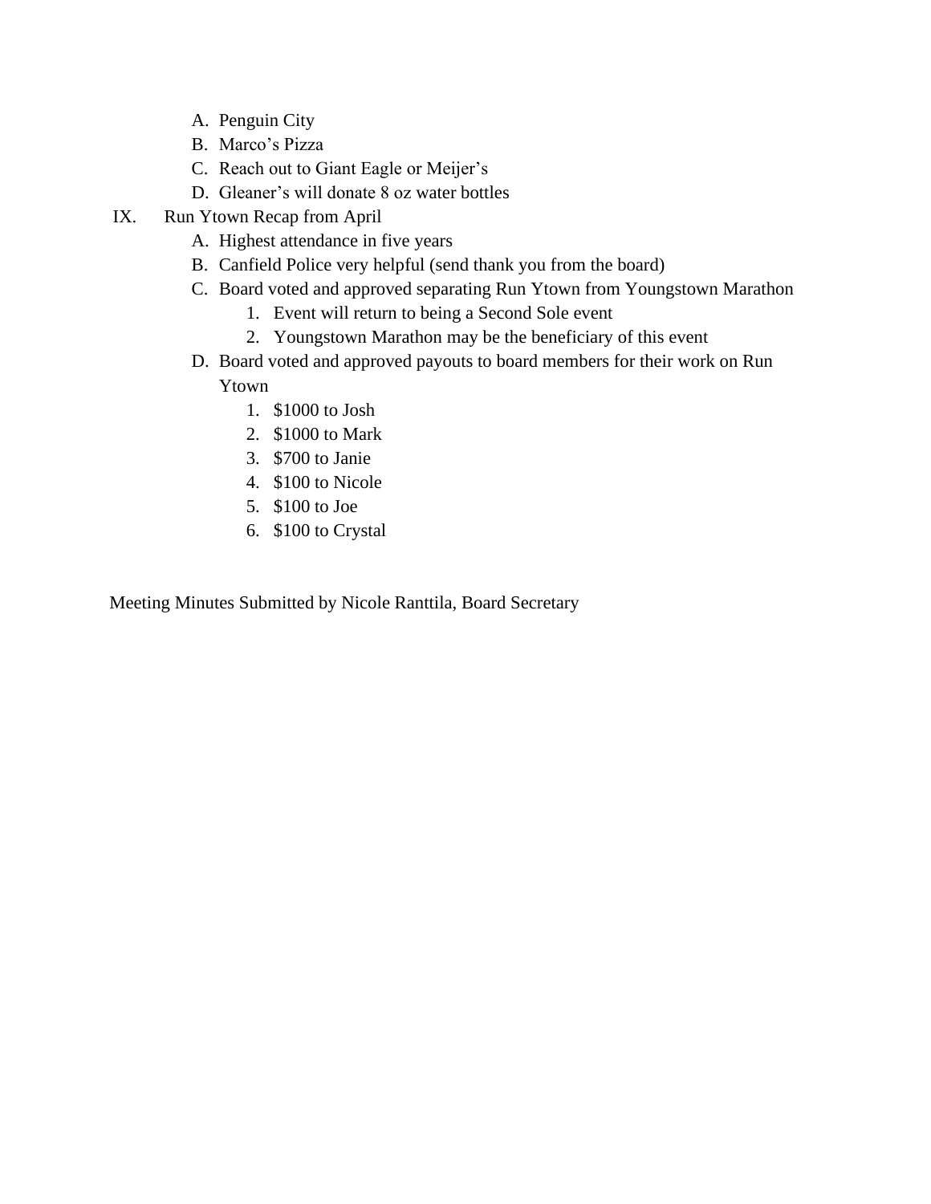A. Penguin City
   B. Marco's Pizza
   C. Reach out to Giant Eagle or Meijer's
   D. Gleaner's will donate 8 oz water bottles

IX. Run Ytown Recap from April
   A. Highest attendance in five years
   B. Canfield Police very helpful (send thank you from the board)
   C. Board voted and approved separating Run Ytown from Youngstown Marathon
      1. Event will return to being a Second Sole event
      2. Youngstown Marathon may be the beneficiary of this event
   D. Board voted and approved payouts to board members for their work on Run Ytown
      1. $1000 to Josh
      2. $1000 to Mark
      3. $700 to Janie
      4. $100 to Nicole
      5. $100 to Joe
      6. $100 to Crystal

Meeting Minutes Submitted by Nicole Ranttila, Board Secretary